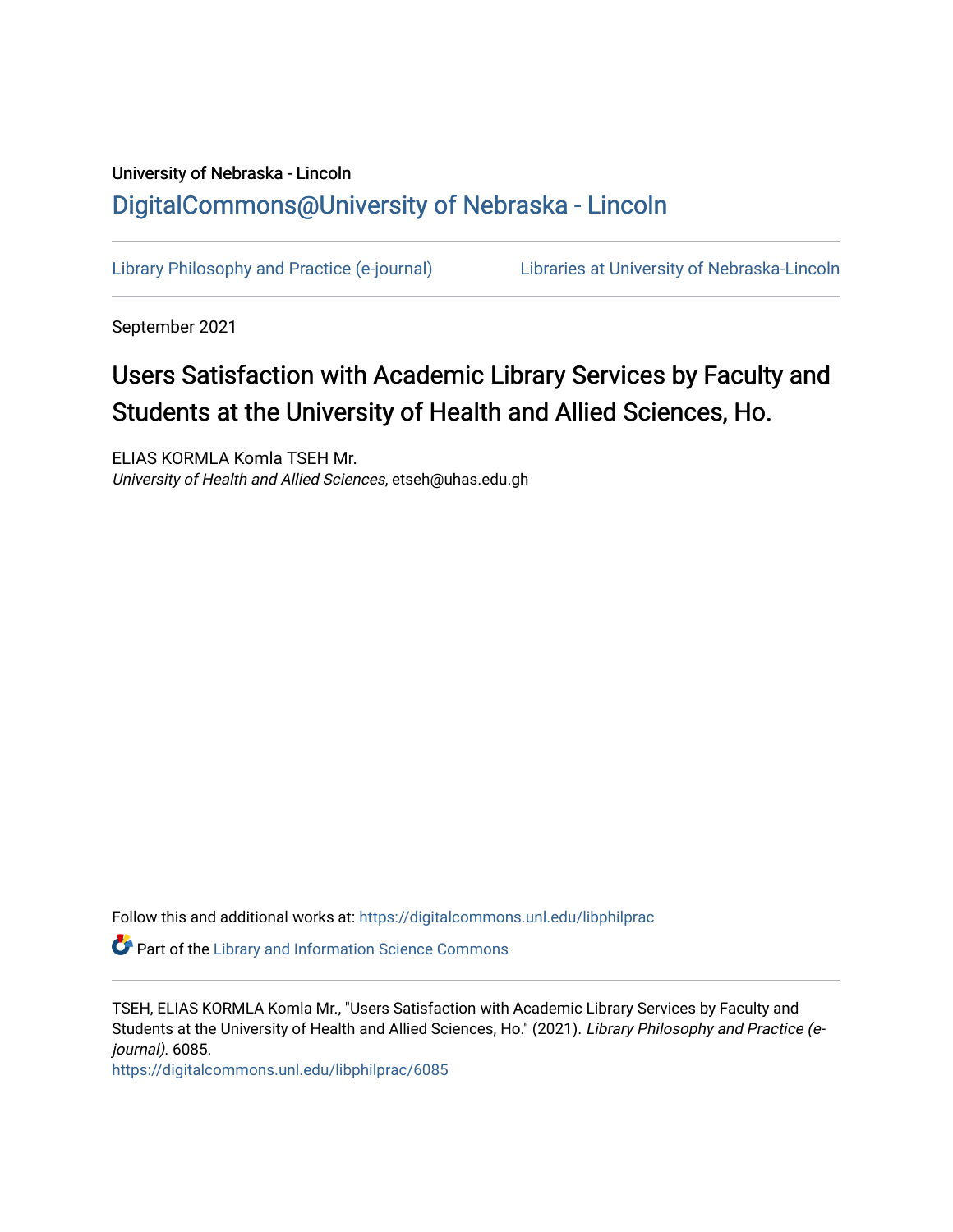University of Nebraska - Lincoln

DigitalCommons@University of Nebraska - Lincoln

Library Philosophy and Practice (e-journal)　　　　Libraries at University of Nebraska-Lincoln

September 2021

# Users Satisfaction with Academic Library Services by Faculty and Students at the University of Health and Allied Sciences, Ho.

ELIAS KORMLA Komla TSEH Mr.
*University of Health and Allied Sciences*, etseh@uhas.edu.gh

Follow this and additional works at: https://digitalcommons.unl.edu/libphilprac

Part of the Library and Information Science Commons

TSEH, ELIAS KORMLA Komla Mr., "Users Satisfaction with Academic Library Services by Faculty and Students at the University of Health and Allied Sciences, Ho." (2021). *Library Philosophy and Practice (e-journal)*. 6085.
https://digitalcommons.unl.edu/libphilprac/6085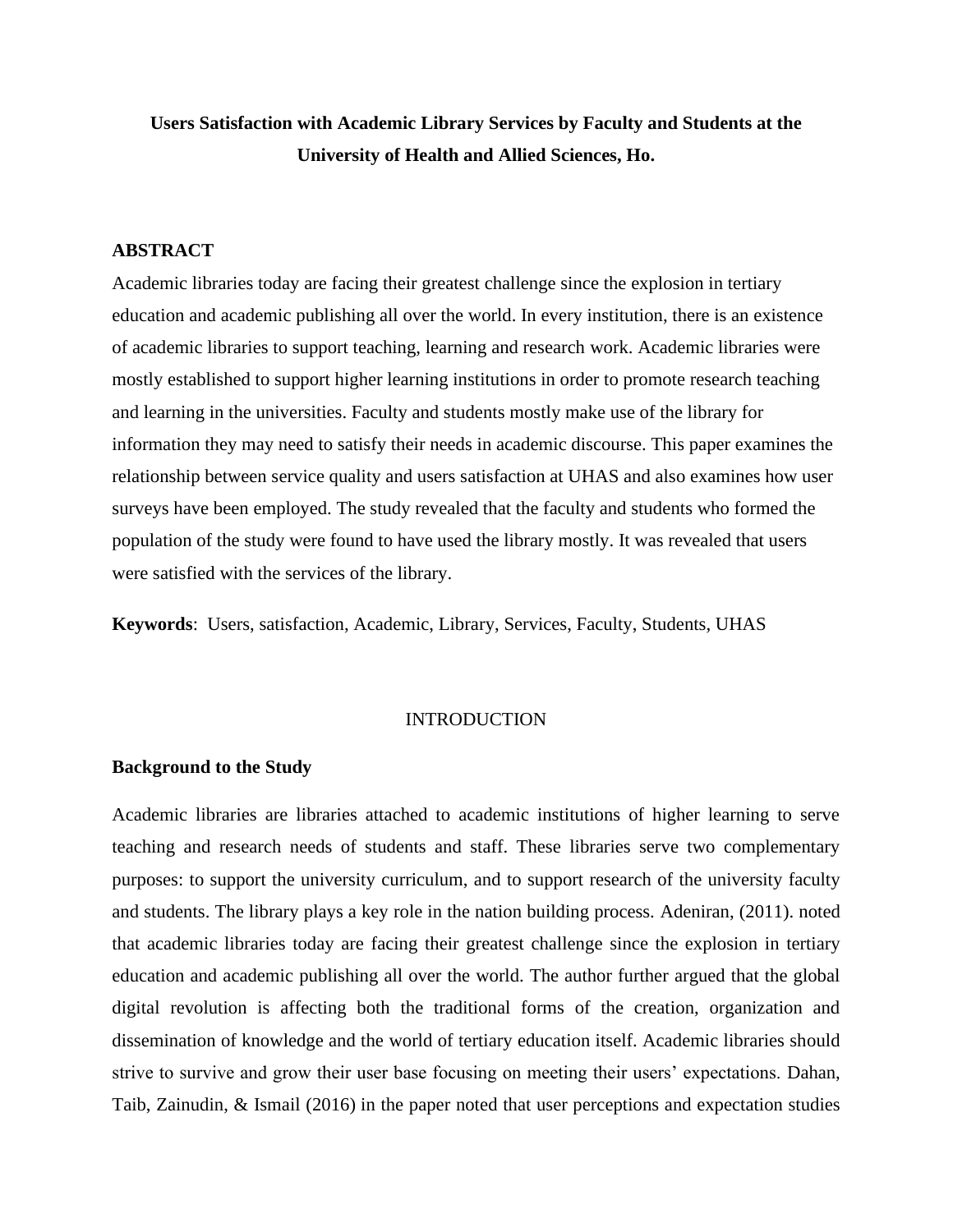# Users Satisfaction with Academic Library Services by Faculty and Students at the University of Health and Allied Sciences, Ho.

## ABSTRACT

Academic libraries today are facing their greatest challenge since the explosion in tertiary education and academic publishing all over the world. In every institution, there is an existence of academic libraries to support teaching, learning and research work. Academic libraries were mostly established to support higher learning institutions in order to promote research teaching and learning in the universities. Faculty and students mostly make use of the library for information they may need to satisfy their needs in academic discourse. This paper examines the relationship between service quality and users satisfaction at UHAS and also examines how user surveys have been employed. The study revealed that the faculty and students who formed the population of the study were found to have used the library mostly. It was revealed that users were satisfied with the services of the library.

**Keywords**: Users, satisfaction, Academic, Library, Services, Faculty, Students, UHAS

## INTRODUCTION

### Background to the Study

Academic libraries are libraries attached to academic institutions of higher learning to serve teaching and research needs of students and staff. These libraries serve two complementary purposes: to support the university curriculum, and to support research of the university faculty and students. The library plays a key role in the nation building process. Adeniran, (2011). noted that academic libraries today are facing their greatest challenge since the explosion in tertiary education and academic publishing all over the world. The author further argued that the global digital revolution is affecting both the traditional forms of the creation, organization and dissemination of knowledge and the world of tertiary education itself. Academic libraries should strive to survive and grow their user base focusing on meeting their users' expectations. Dahan, Taib, Zainudin, & Ismail (2016) in the paper noted that user perceptions and expectation studies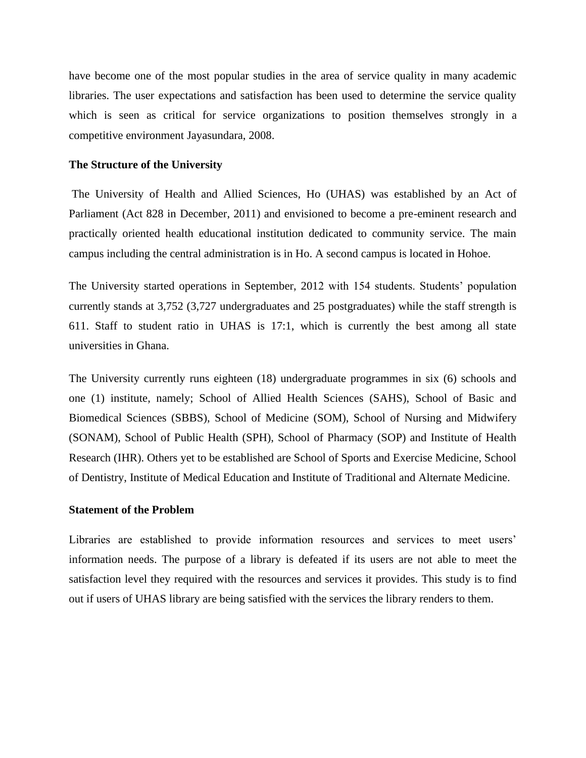have become one of the most popular studies in the area of service quality in many academic libraries. The user expectations and satisfaction has been used to determine the service quality which is seen as critical for service organizations to position themselves strongly in a competitive environment Jayasundara, 2008.

**The Structure of the University**

The University of Health and Allied Sciences, Ho (UHAS) was established by an Act of Parliament (Act 828 in December, 2011) and envisioned to become a pre-eminent research and practically oriented health educational institution dedicated to community service. The main campus including the central administration is in Ho. A second campus is located in Hohoe.

The University started operations in September, 2012 with 154 students. Students' population currently stands at 3,752 (3,727 undergraduates and 25 postgraduates) while the staff strength is 611. Staff to student ratio in UHAS is 17:1, which is currently the best among all state universities in Ghana.

The University currently runs eighteen (18) undergraduate programmes in six (6) schools and one (1) institute, namely; School of Allied Health Sciences (SAHS), School of Basic and Biomedical Sciences (SBBS), School of Medicine (SOM), School of Nursing and Midwifery (SONAM), School of Public Health (SPH), School of Pharmacy (SOP) and Institute of Health Research (IHR). Others yet to be established are School of Sports and Exercise Medicine, School of Dentistry, Institute of Medical Education and Institute of Traditional and Alternate Medicine.

**Statement of the Problem**

Libraries are established to provide information resources and services to meet users' information needs. The purpose of a library is defeated if its users are not able to meet the satisfaction level they required with the resources and services it provides. This study is to find out if users of UHAS library are being satisfied with the services the library renders to them.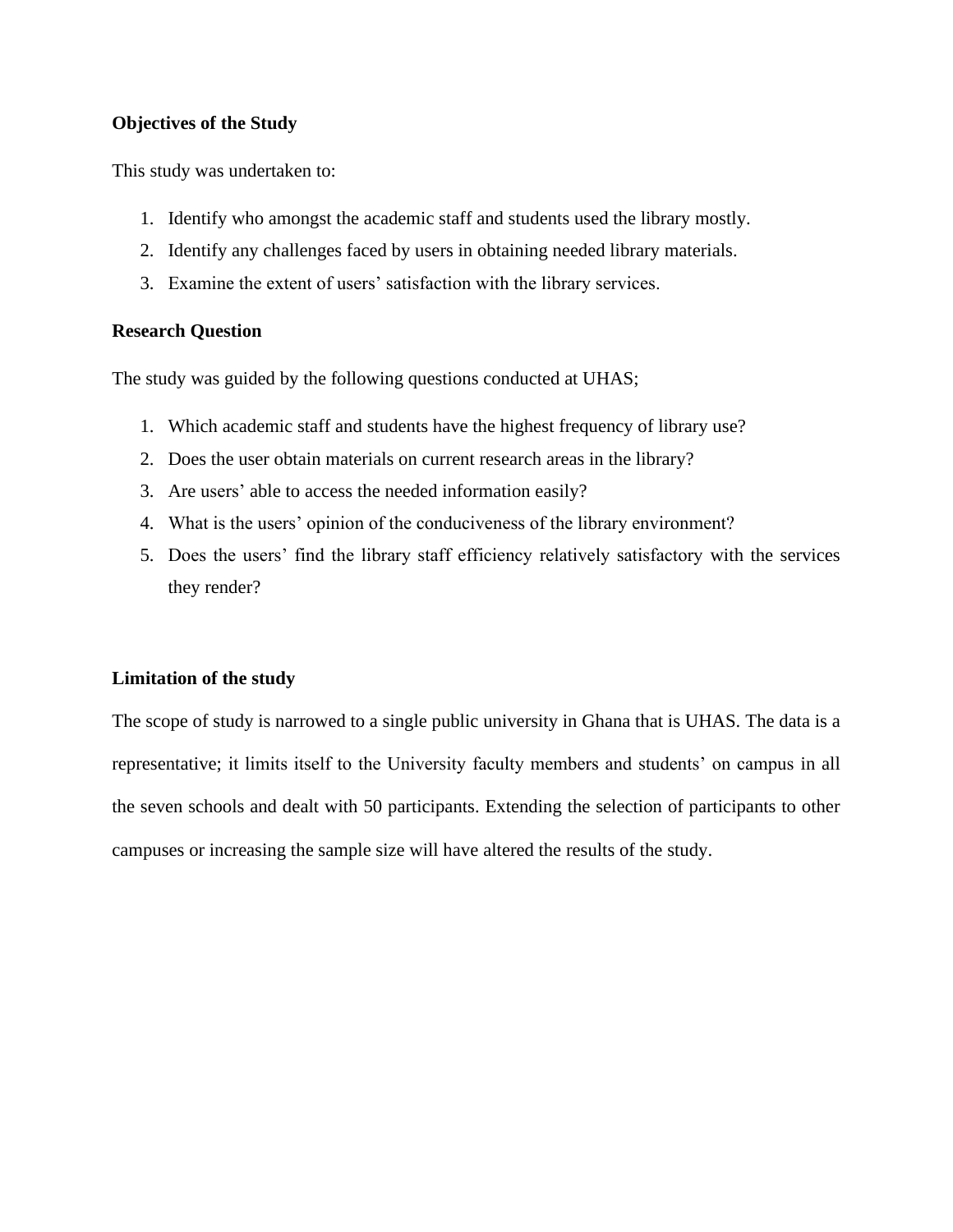**Objectives of the Study**

This study was undertaken to:

1. Identify who amongst the academic staff and students used the library mostly.
2. Identify any challenges faced by users in obtaining needed library materials.
3. Examine the extent of users' satisfaction with the library services.

**Research Question**

The study was guided by the following questions conducted at UHAS;

1. Which academic staff and students have the highest frequency of library use?
2. Does the user obtain materials on current research areas in the library?
3. Are users' able to access the needed information easily?
4. What is the users' opinion of the conduciveness of the library environment?
5. Does the users' find the library staff efficiency relatively satisfactory with the services they render?

**Limitation of the study**

The scope of study is narrowed to a single public university in Ghana that is UHAS. The data is a representative; it limits itself to the University faculty members and students' on campus in all the seven schools and dealt with 50 participants. Extending the selection of participants to other campuses or increasing the sample size will have altered the results of the study.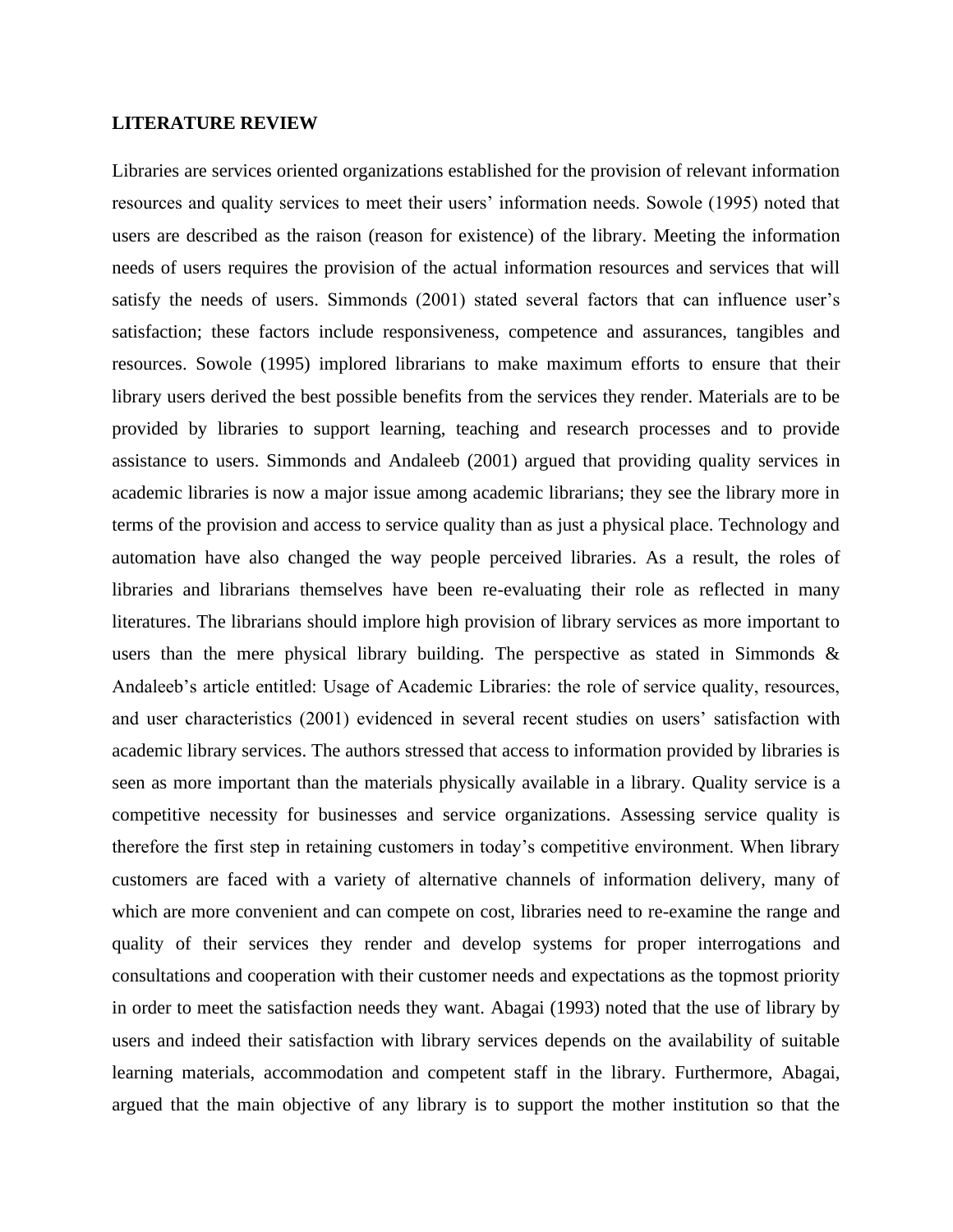**LITERATURE REVIEW**

Libraries are services oriented organizations established for the provision of relevant information resources and quality services to meet their users' information needs. Sowole (1995) noted that users are described as the raison (reason for existence) of the library. Meeting the information needs of users requires the provision of the actual information resources and services that will satisfy the needs of users. Simmonds (2001) stated several factors that can influence user's satisfaction; these factors include responsiveness, competence and assurances, tangibles and resources. Sowole (1995) implored librarians to make maximum efforts to ensure that their library users derived the best possible benefits from the services they render. Materials are to be provided by libraries to support learning, teaching and research processes and to provide assistance to users. Simmonds and Andaleeb (2001) argued that providing quality services in academic libraries is now a major issue among academic librarians; they see the library more in terms of the provision and access to service quality than as just a physical place. Technology and automation have also changed the way people perceived libraries. As a result, the roles of libraries and librarians themselves have been re-evaluating their role as reflected in many literatures. The librarians should implore high provision of library services as more important to users than the mere physical library building. The perspective as stated in Simmonds & Andaleeb's article entitled: Usage of Academic Libraries: the role of service quality, resources, and user characteristics (2001) evidenced in several recent studies on users' satisfaction with academic library services. The authors stressed that access to information provided by libraries is seen as more important than the materials physically available in a library. Quality service is a competitive necessity for businesses and service organizations. Assessing service quality is therefore the first step in retaining customers in today's competitive environment. When library customers are faced with a variety of alternative channels of information delivery, many of which are more convenient and can compete on cost, libraries need to re-examine the range and quality of their services they render and develop systems for proper interrogations and consultations and cooperation with their customer needs and expectations as the topmost priority in order to meet the satisfaction needs they want. Abagai (1993) noted that the use of library by users and indeed their satisfaction with library services depends on the availability of suitable learning materials, accommodation and competent staff in the library. Furthermore, Abagai, argued that the main objective of any library is to support the mother institution so that the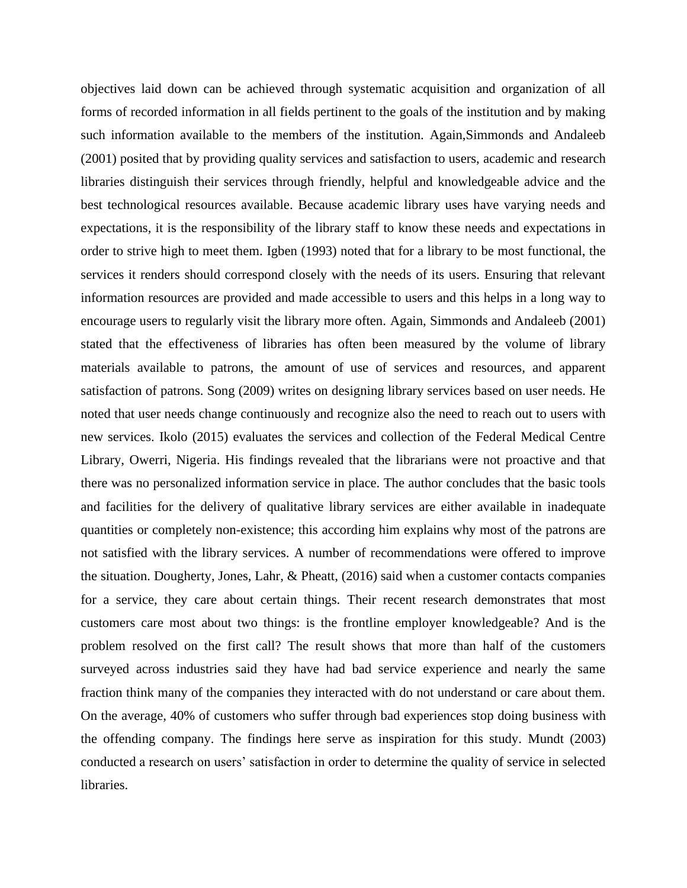objectives laid down can be achieved through systematic acquisition and organization of all forms of recorded information in all fields pertinent to the goals of the institution and by making such information available to the members of the institution. Again,Simmonds and Andaleeb (2001) posited that by providing quality services and satisfaction to users, academic and research libraries distinguish their services through friendly, helpful and knowledgeable advice and the best technological resources available. Because academic library uses have varying needs and expectations, it is the responsibility of the library staff to know these needs and expectations in order to strive high to meet them. Igben (1993) noted that for a library to be most functional, the services it renders should correspond closely with the needs of its users. Ensuring that relevant information resources are provided and made accessible to users and this helps in a long way to encourage users to regularly visit the library more often. Again, Simmonds and Andaleeb (2001) stated that the effectiveness of libraries has often been measured by the volume of library materials available to patrons, the amount of use of services and resources, and apparent satisfaction of patrons. Song (2009) writes on designing library services based on user needs. He noted that user needs change continuously and recognize also the need to reach out to users with new services. Ikolo (2015) evaluates the services and collection of the Federal Medical Centre Library, Owerri, Nigeria. His findings revealed that the librarians were not proactive and that there was no personalized information service in place. The author concludes that the basic tools and facilities for the delivery of qualitative library services are either available in inadequate quantities or completely non-existence; this according him explains why most of the patrons are not satisfied with the library services. A number of recommendations were offered to improve the situation. Dougherty, Jones, Lahr, & Pheatt, (2016) said when a customer contacts companies for a service, they care about certain things. Their recent research demonstrates that most customers care most about two things: is the frontline employer knowledgeable? And is the problem resolved on the first call? The result shows that more than half of the customers surveyed across industries said they have had bad service experience and nearly the same fraction think many of the companies they interacted with do not understand or care about them. On the average, 40% of customers who suffer through bad experiences stop doing business with the offending company. The findings here serve as inspiration for this study. Mundt (2003) conducted a research on users' satisfaction in order to determine the quality of service in selected libraries.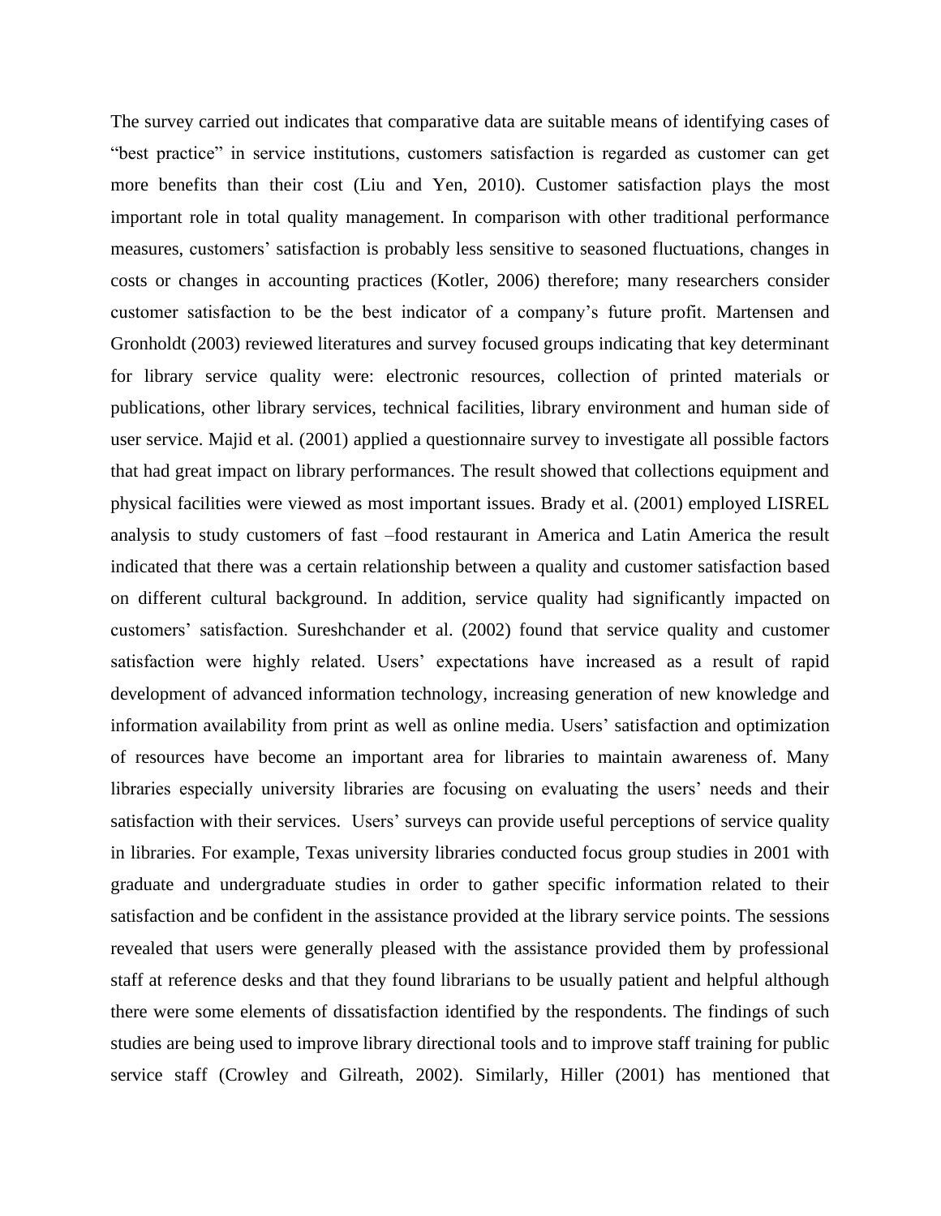The survey carried out indicates that comparative data are suitable means of identifying cases of "best practice" in service institutions, customers satisfaction is regarded as customer can get more benefits than their cost (Liu and Yen, 2010). Customer satisfaction plays the most important role in total quality management. In comparison with other traditional performance measures, customers' satisfaction is probably less sensitive to seasoned fluctuations, changes in costs or changes in accounting practices (Kotler, 2006) therefore; many researchers consider customer satisfaction to be the best indicator of a company's future profit. Martensen and Gronholdt (2003) reviewed literatures and survey focused groups indicating that key determinant for library service quality were: electronic resources, collection of printed materials or publications, other library services, technical facilities, library environment and human side of user service. Majid et al. (2001) applied a questionnaire survey to investigate all possible factors that had great impact on library performances. The result showed that collections equipment and physical facilities were viewed as most important issues. Brady et al. (2001) employed LISREL analysis to study customers of fast –food restaurant in America and Latin America the result indicated that there was a certain relationship between a quality and customer satisfaction based on different cultural background. In addition, service quality had significantly impacted on customers' satisfaction. Sureshchander et al. (2002) found that service quality and customer satisfaction were highly related. Users' expectations have increased as a result of rapid development of advanced information technology, increasing generation of new knowledge and information availability from print as well as online media. Users' satisfaction and optimization of resources have become an important area for libraries to maintain awareness of. Many libraries especially university libraries are focusing on evaluating the users' needs and their satisfaction with their services. Users' surveys can provide useful perceptions of service quality in libraries. For example, Texas university libraries conducted focus group studies in 2001 with graduate and undergraduate studies in order to gather specific information related to their satisfaction and be confident in the assistance provided at the library service points. The sessions revealed that users were generally pleased with the assistance provided them by professional staff at reference desks and that they found librarians to be usually patient and helpful although there were some elements of dissatisfaction identified by the respondents. The findings of such studies are being used to improve library directional tools and to improve staff training for public service staff (Crowley and Gilreath, 2002). Similarly, Hiller (2001) has mentioned that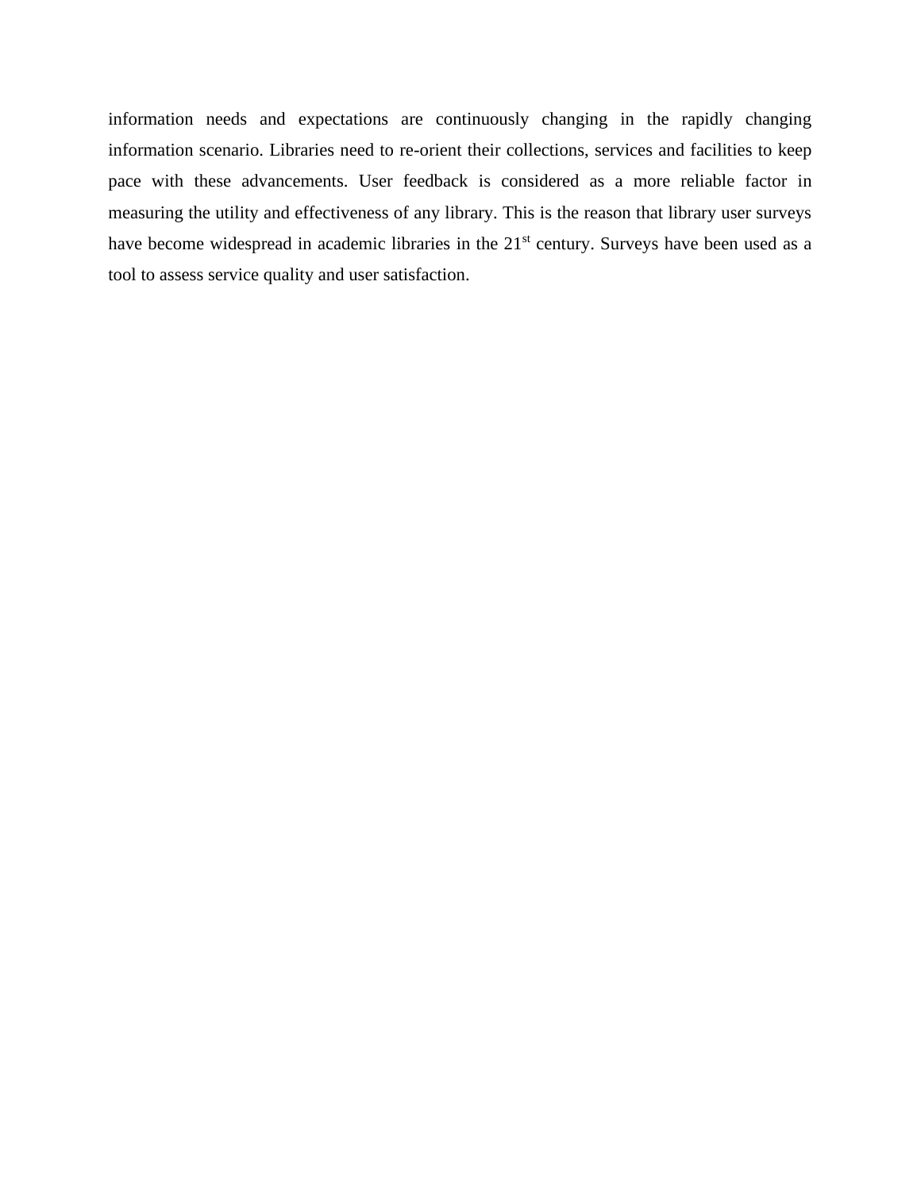information needs and expectations are continuously changing in the rapidly changing information scenario. Libraries need to re-orient their collections, services and facilities to keep pace with these advancements. User feedback is considered as a more reliable factor in measuring the utility and effectiveness of any library. This is the reason that library user surveys have become widespread in academic libraries in the 21st century. Surveys have been used as a tool to assess service quality and user satisfaction.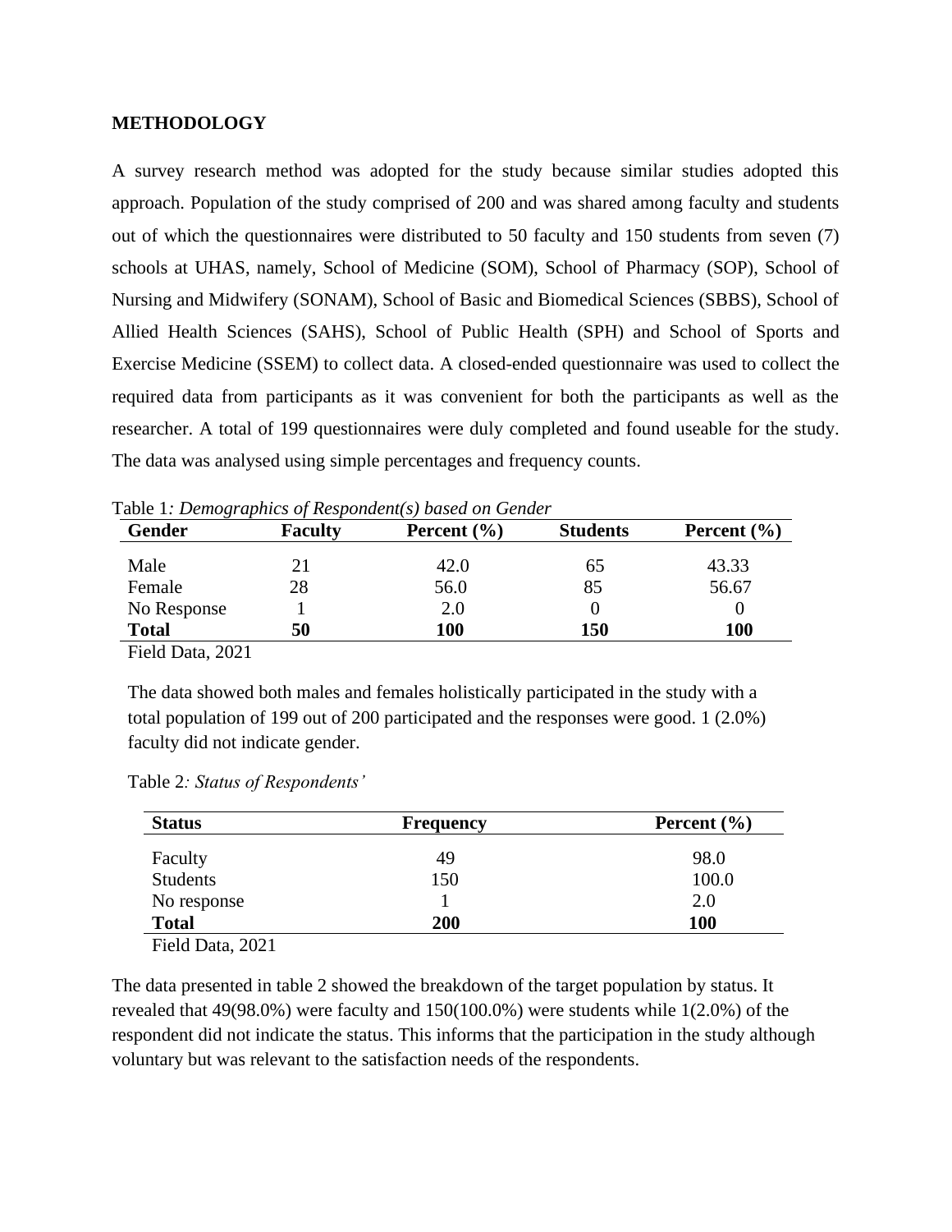## METHODOLOGY

A survey research method was adopted for the study because similar studies adopted this approach. Population of the study comprised of 200 and was shared among faculty and students out of which the questionnaires were distributed to 50 faculty and 150 students from seven (7) schools at UHAS, namely, School of Medicine (SOM), School of Pharmacy (SOP), School of Nursing and Midwifery (SONAM), School of Basic and Biomedical Sciences (SBBS), School of Allied Health Sciences (SAHS), School of Public Health (SPH) and School of Sports and Exercise Medicine (SSEM) to collect data. A closed-ended questionnaire was used to collect the required data from participants as it was convenient for both the participants as well as the researcher. A total of 199 questionnaires were duly completed and found useable for the study. The data was analysed using simple percentages and frequency counts.

Table 1*: Demographics of Respondent(s) based on Gender*

| Gender | Faculty | Percent (%) | Students | Percent (%) |
|---|---|---|---|---|
| Male | 21 | 42.0 | 65 | 43.33 |
| Female | 28 | 56.0 | 85 | 56.67 |
| No Response | 1 | 2.0 | 0 | 0 |
| **Total** | **50** | **100** | **150** | **100** |

Field Data, 2021

The data showed both males and females holistically participated in the study with a total population of 199 out of 200 participated and the responses were good. 1 (2.0%) faculty did not indicate gender.

Table 2*: Status of Respondents'*

| Status | Frequency | Percent (%) |
|---|---|---|
| Faculty | 49 | 98.0 |
| Students | 150 | 100.0 |
| No response | 1 | 2.0 |
| **Total** | **200** | **100** |

Field Data, 2021

The data presented in table 2 showed the breakdown of the target population by status. It revealed that 49(98.0%) were faculty and 150(100.0%) were students while 1(2.0%) of the respondent did not indicate the status. This informs that the participation in the study although voluntary but was relevant to the satisfaction needs of the respondents.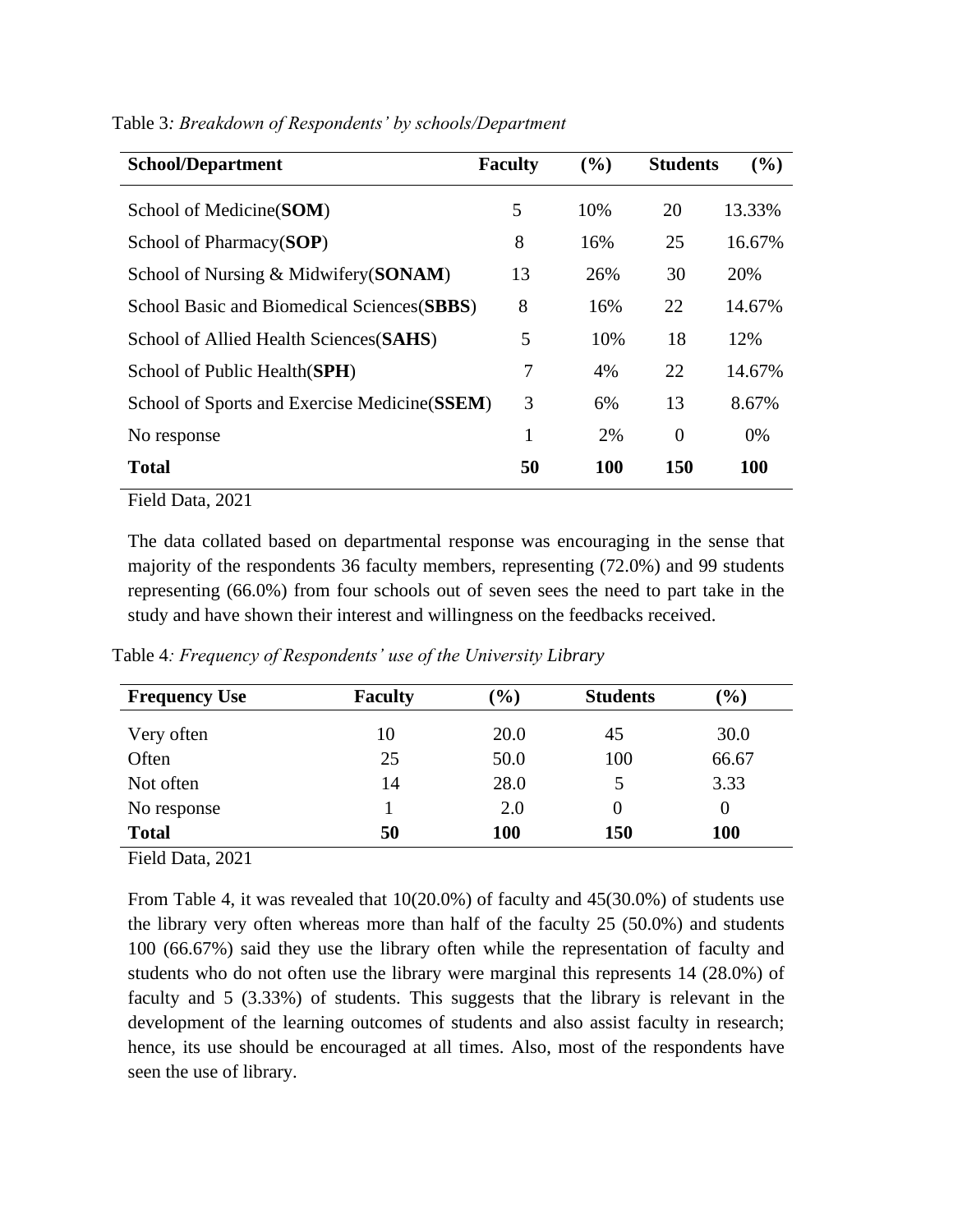Table 3*: Breakdown of Respondents' by schools/Department*

| School/Department | Faculty | (%) | Students | (%) |
|---|---|---|---|---|
| School of Medicine(**SOM**) | 5 | 10% | 20 | 13.33% |
| School of Pharmacy(**SOP**) | 8 | 16% | 25 | 16.67% |
| School of Nursing & Midwifery(**SONAM**) | 13 | 26% | 30 | 20% |
| School Basic and Biomedical Sciences(**SBBS**) | 8 | 16% | 22 | 14.67% |
| School of Allied Health Sciences(**SAHS**) | 5 | 10% | 18 | 12% |
| School of Public Health(**SPH**) | 7 | 4% | 22 | 14.67% |
| School of Sports and Exercise Medicine(**SSEM**) | 3 | 6% | 13 | 8.67% |
| No response | 1 | 2% | 0 | 0% |
| **Total** | **50** | **100** | **150** | **100** |

Field Data, 2021

The data collated based on departmental response was encouraging in the sense that majority of the respondents 36 faculty members, representing (72.0%) and 99 students representing (66.0%) from four schools out of seven sees the need to part take in the study and have shown their interest and willingness on the feedbacks received.

Table 4*: Frequency of Respondents' use of the University Library*

| Frequency Use | Faculty | (%) | Students | (%) |
|---|---|---|---|---|
| Very often | 10 | 20.0 | 45 | 30.0 |
| Often | 25 | 50.0 | 100 | 66.67 |
| Not often | 14 | 28.0 | 5 | 3.33 |
| No response | 1 | 2.0 | 0 | 0 |
| **Total** | **50** | **100** | **150** | **100** |

Field Data, 2021

From Table 4, it was revealed that 10(20.0%) of faculty and 45(30.0%) of students use the library very often whereas more than half of the faculty 25 (50.0%) and students 100 (66.67%) said they use the library often while the representation of faculty and students who do not often use the library were marginal this represents 14 (28.0%) of faculty and 5 (3.33%) of students. This suggests that the library is relevant in the development of the learning outcomes of students and also assist faculty in research; hence, its use should be encouraged at all times. Also, most of the respondents have seen the use of library.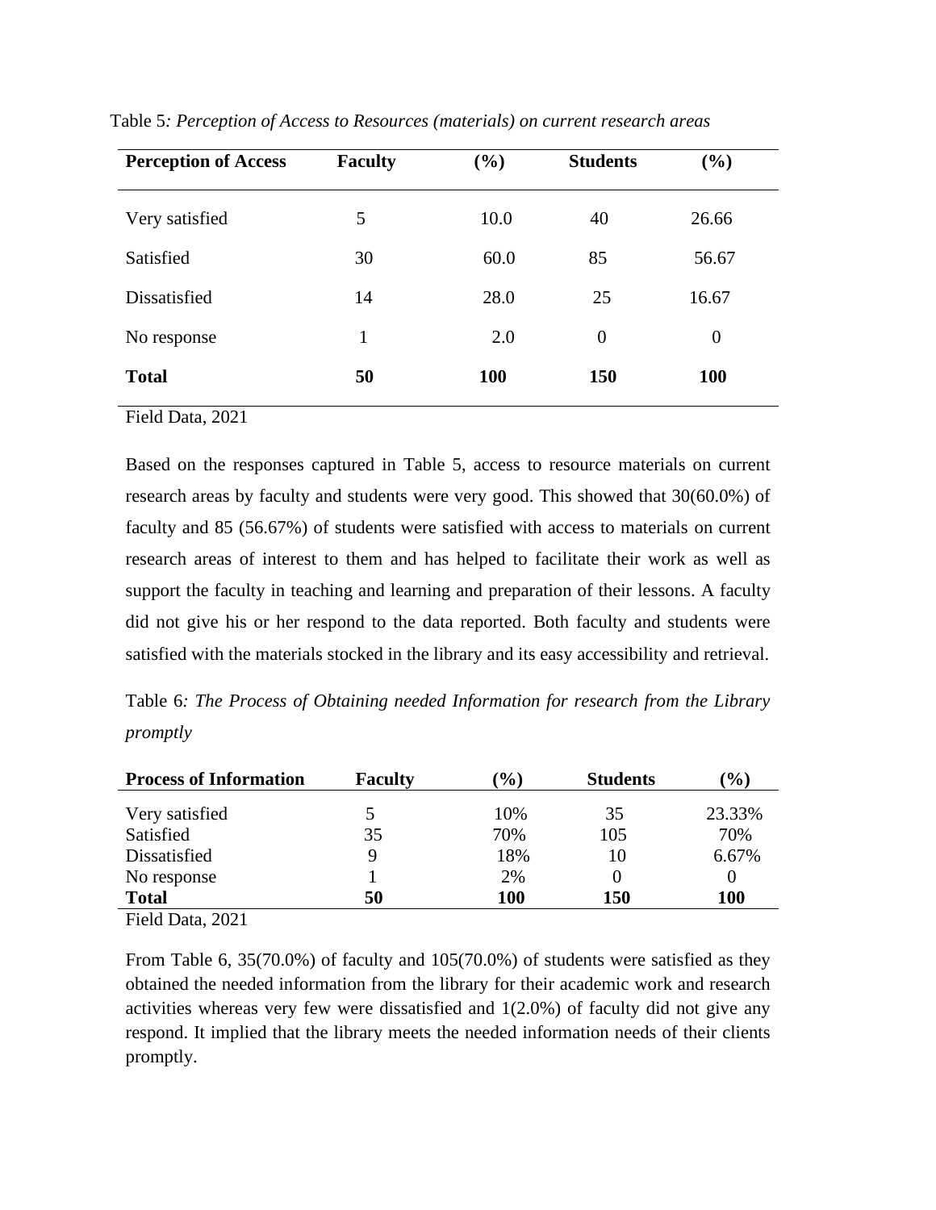Table 5*: Perception of Access to Resources (materials) on current research areas*

| Perception of Access | Faculty | (%) | Students | (%) |
|---|---|---|---|---|
| Very satisfied | 5 | 10.0 | 40 | 26.66 |
| Satisfied | 30 | 60.0 | 85 | 56.67 |
| Dissatisfied | 14 | 28.0 | 25 | 16.67 |
| No response | 1 | 2.0 | 0 | 0 |
| **Total** | **50** | **100** | **150** | **100** |

Field Data, 2021

Based on the responses captured in Table 5, access to resource materials on current research areas by faculty and students were very good. This showed that 30(60.0%) of faculty and 85 (56.67%) of students were satisfied with access to materials on current research areas of interest to them and has helped to facilitate their work as well as support the faculty in teaching and learning and preparation of their lessons. A faculty did not give his or her respond to the data reported. Both faculty and students were satisfied with the materials stocked in the library and its easy accessibility and retrieval.

Table 6*: The Process of Obtaining needed Information for research from the Library promptly*

| Process of Information | Faculty | (%) | Students | (%) |
|---|---|---|---|---|
| Very satisfied | 5 | 10% | 35 | 23.33% |
| Satisfied | 35 | 70% | 105 | 70% |
| Dissatisfied | 9 | 18% | 10 | 6.67% |
| No response | 1 | 2% | 0 | 0 |
| **Total** | **50** | **100** | **150** | **100** |

Field Data, 2021

From Table 6, 35(70.0%) of faculty and 105(70.0%) of students were satisfied as they obtained the needed information from the library for their academic work and research activities whereas very few were dissatisfied and 1(2.0%) of faculty did not give any respond. It implied that the library meets the needed information needs of their clients promptly.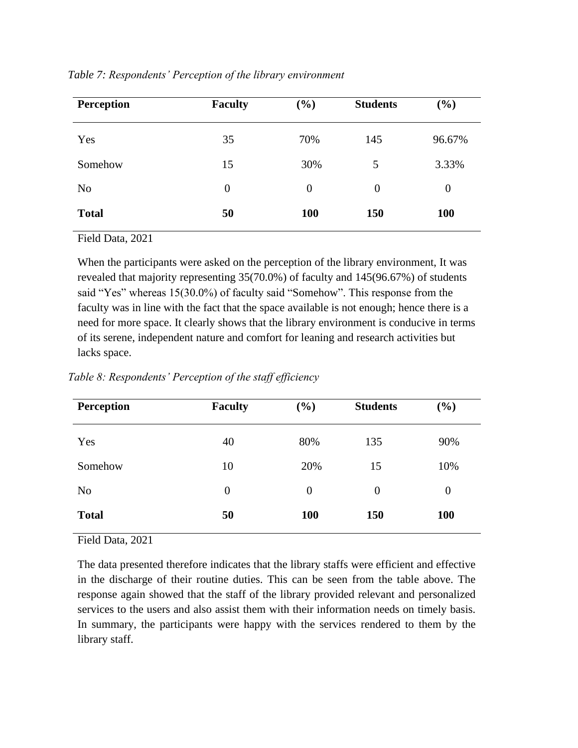*Table 7: Respondents' Perception of the library environment*

| Perception | Faculty | (%) | Students | (%) |
|---|---|---|---|---|
| Yes | 35 | 70% | 145 | 96.67% |
| Somehow | 15 | 30% | 5 | 3.33% |
| No | 0 | 0 | 0 | 0 |
| **Total** | **50** | **100** | **150** | **100** |

Field Data, 2021

When the participants were asked on the perception of the library environment, It was revealed that majority representing 35(70.0%) of faculty and 145(96.67%) of students said "Yes" whereas 15(30.0%) of faculty said "Somehow". This response from the faculty was in line with the fact that the space available is not enough; hence there is a need for more space. It clearly shows that the library environment is conducive in terms of its serene, independent nature and comfort for leaning and research activities but lacks space.

*Table 8: Respondents' Perception of the staff efficiency*

| Perception | Faculty | (%) | Students | (%) |
|---|---|---|---|---|
| Yes | 40 | 80% | 135 | 90% |
| Somehow | 10 | 20% | 15 | 10% |
| No | 0 | 0 | 0 | 0 |
| **Total** | **50** | **100** | **150** | **100** |

Field Data, 2021

The data presented therefore indicates that the library staffs were efficient and effective in the discharge of their routine duties. This can be seen from the table above. The response again showed that the staff of the library provided relevant and personalized services to the users and also assist them with their information needs on timely basis. In summary, the participants were happy with the services rendered to them by the library staff.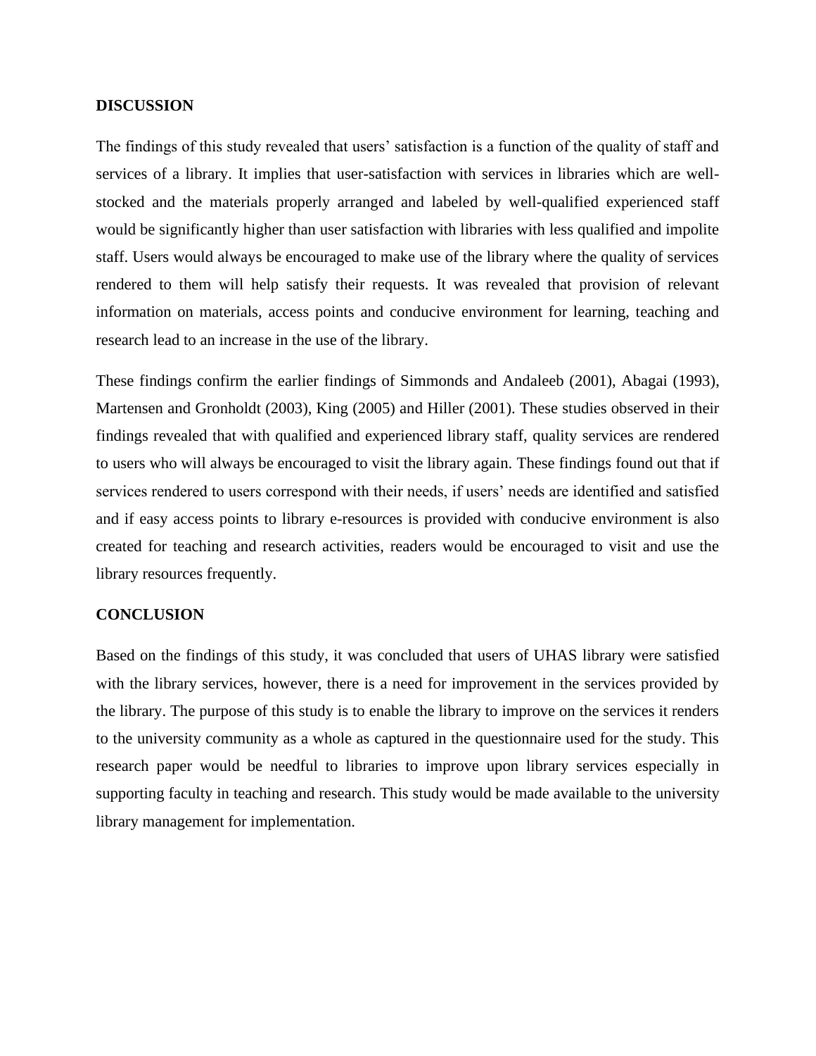## DISCUSSION

The findings of this study revealed that users' satisfaction is a function of the quality of staff and services of a library. It implies that user-satisfaction with services in libraries which are well-stocked and the materials properly arranged and labeled by well-qualified experienced staff would be significantly higher than user satisfaction with libraries with less qualified and impolite staff. Users would always be encouraged to make use of the library where the quality of services rendered to them will help satisfy their requests. It was revealed that provision of relevant information on materials, access points and conducive environment for learning, teaching and research lead to an increase in the use of the library.

These findings confirm the earlier findings of Simmonds and Andaleeb (2001), Abagai (1993), Martensen and Gronholdt (2003), King (2005) and Hiller (2001). These studies observed in their findings revealed that with qualified and experienced library staff, quality services are rendered to users who will always be encouraged to visit the library again. These findings found out that if services rendered to users correspond with their needs, if users' needs are identified and satisfied and if easy access points to library e-resources is provided with conducive environment is also created for teaching and research activities, readers would be encouraged to visit and use the library resources frequently.

## CONCLUSION

Based on the findings of this study, it was concluded that users of UHAS library were satisfied with the library services, however, there is a need for improvement in the services provided by the library. The purpose of this study is to enable the library to improve on the services it renders to the university community as a whole as captured in the questionnaire used for the study. This research paper would be needful to libraries to improve upon library services especially in supporting faculty in teaching and research. This study would be made available to the university library management for implementation.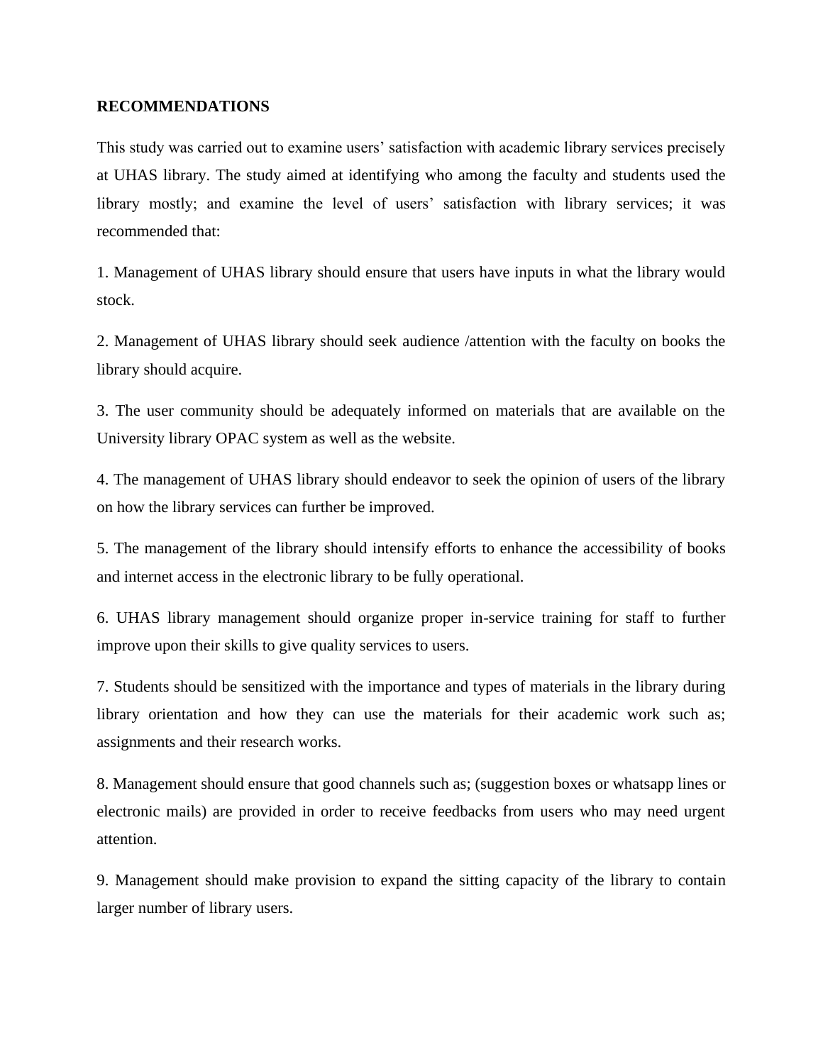## RECOMMENDATIONS

This study was carried out to examine users' satisfaction with academic library services precisely at UHAS library. The study aimed at identifying who among the faculty and students used the library mostly; and examine the level of users' satisfaction with library services; it was recommended that:

1. Management of UHAS library should ensure that users have inputs in what the library would stock.

2. Management of UHAS library should seek audience /attention with the faculty on books the library should acquire.

3. The user community should be adequately informed on materials that are available on the University library OPAC system as well as the website.

4. The management of UHAS library should endeavor to seek the opinion of users of the library on how the library services can further be improved.

5. The management of the library should intensify efforts to enhance the accessibility of books and internet access in the electronic library to be fully operational.

6. UHAS library management should organize proper in-service training for staff to further improve upon their skills to give quality services to users.

7. Students should be sensitized with the importance and types of materials in the library during library orientation and how they can use the materials for their academic work such as; assignments and their research works.

8. Management should ensure that good channels such as; (suggestion boxes or whatsapp lines or electronic mails) are provided in order to receive feedbacks from users who may need urgent attention.

9. Management should make provision to expand the sitting capacity of the library to contain larger number of library users.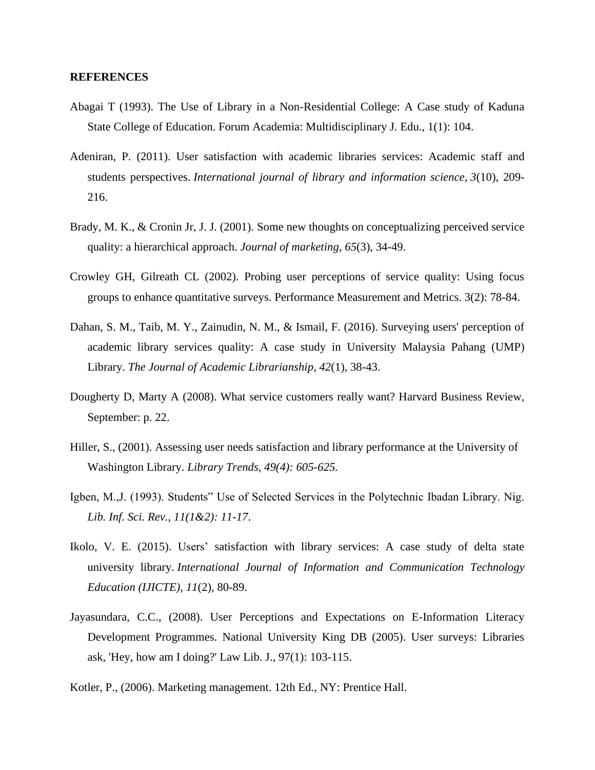**REFERENCES**

Abagai T (1993). The Use of Library in a Non-Residential College: A Case study of Kaduna State College of Education. Forum Academia: Multidisciplinary J. Edu., 1(1): 104.

Adeniran, P. (2011). User satisfaction with academic libraries services: Academic staff and students perspectives. *International journal of library and information science*, *3*(10), 209-216.

Brady, M. K., & Cronin Jr, J. J. (2001). Some new thoughts on conceptualizing perceived service quality: a hierarchical approach. *Journal of marketing*, *65*(3), 34-49.

Crowley GH, Gilreath CL (2002). Probing user perceptions of service quality: Using focus groups to enhance quantitative surveys. Performance Measurement and Metrics. 3(2): 78-84.

Dahan, S. M., Taib, M. Y., Zainudin, N. M., & Ismail, F. (2016). Surveying users' perception of academic library services quality: A case study in University Malaysia Pahang (UMP) Library. *The Journal of Academic Librarianship*, *42*(1), 38-43.

Dougherty D, Marty A (2008). What service customers really want? Harvard Business Review, September: p. 22.

Hiller, S., (2001). Assessing user needs satisfaction and library performance at the University of Washington Library. *Library Trends, 49(4): 605-625.*

Igben, M.,J. (1993). Students" Use of Selected Services in the Polytechnic Ibadan Library. Nig. *Lib. Inf. Sci. Rev., 11(1&2): 11-17*.

Ikolo, V. E. (2015). Users' satisfaction with library services: A case study of delta state university library. *International Journal of Information and Communication Technology Education (IJICTE)*, *11*(2), 80-89.

Jayasundara, C.C., (2008). User Perceptions and Expectations on E-Information Literacy Development Programmes. National University King DB (2005). User surveys: Libraries ask, 'Hey, how am I doing?' Law Lib. J., 97(1): 103-115.

Kotler, P., (2006). Marketing management. 12th Ed., NY: Prentice Hall.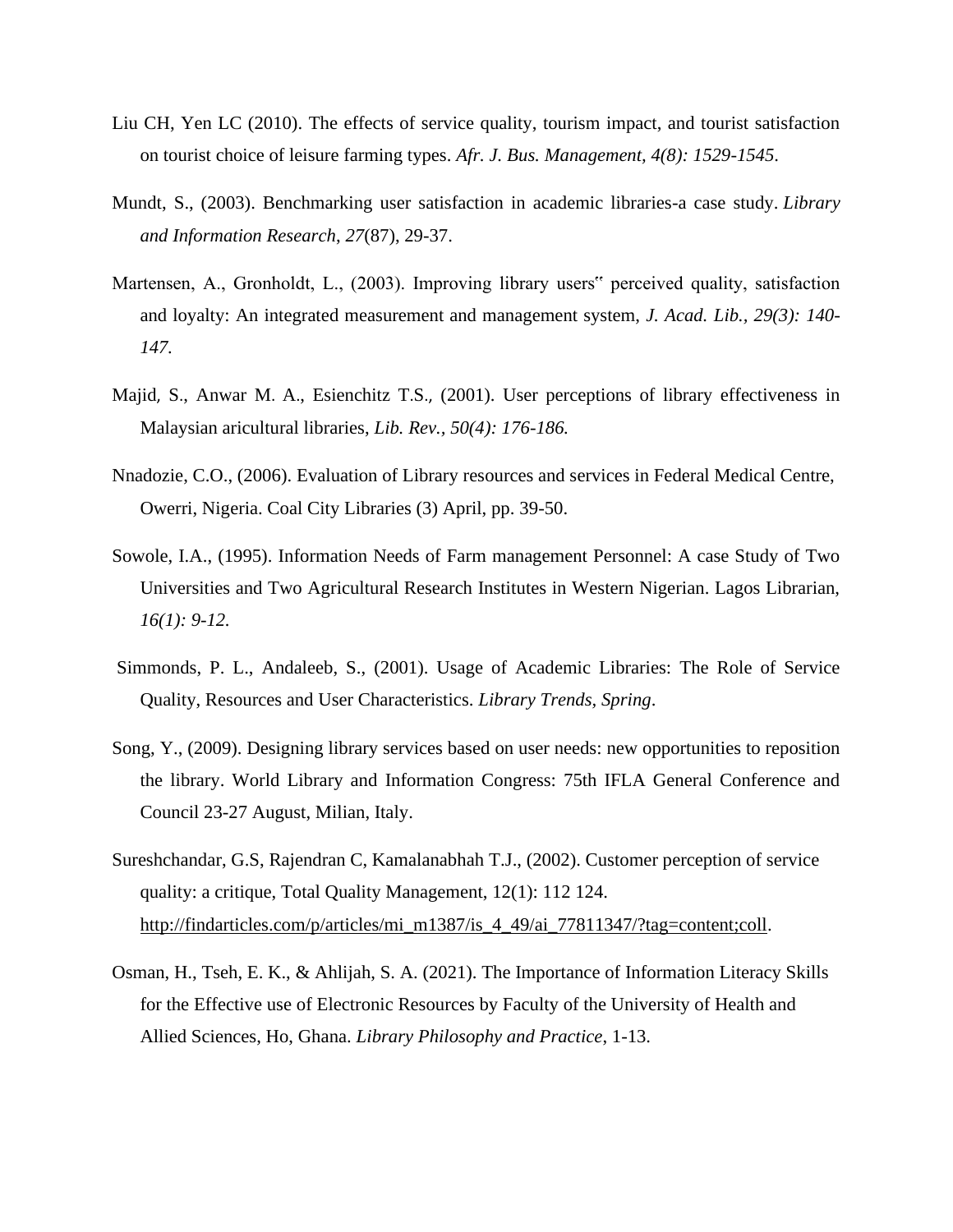Liu CH, Yen LC (2010). The effects of service quality, tourism impact, and tourist satisfaction on tourist choice of leisure farming types. *Afr. J. Bus. Management, 4(8): 1529-1545*.

Mundt, S., (2003). Benchmarking user satisfaction in academic libraries-a case study. *Library and Information Research*, *27*(87), 29-37.

Martensen, A., Gronholdt, L., (2003). Improving library users‟ perceived quality, satisfaction and loyalty: An integrated measurement and management system, *J. Acad. Lib., 29(3): 140-147.*

Majid, S., Anwar M. A., Esienchitz T.S., (2001). User perceptions of library effectiveness in Malaysian aricultural libraries, *Lib. Rev., 50(4): 176-186.*

Nnadozie, C.O., (2006). Evaluation of Library resources and services in Federal Medical Centre, Owerri, Nigeria. Coal City Libraries (3) April, pp. 39-50.

Sowole, I.A., (1995). Information Needs of Farm management Personnel: A case Study of Two Universities and Two Agricultural Research Institutes in Western Nigerian. Lagos Librarian, *16(1): 9-12.*

Simmonds, P. L., Andaleeb, S., (2001). Usage of Academic Libraries: The Role of Service Quality, Resources and User Characteristics. *Library Trends, Spring*.

Song, Y., (2009). Designing library services based on user needs: new opportunities to reposition the library. World Library and Information Congress: 75th IFLA General Conference and Council 23-27 August, Milian, Italy.

Sureshchandar, G.S, Rajendran C, Kamalanabhah T.J., (2002). Customer perception of service quality: a critique, Total Quality Management, 12(1): 112 124. http://findarticles.com/p/articles/mi_m1387/is_4_49/ai_77811347/?tag=content;coll.

Osman, H., Tseh, E. K., & Ahlijah, S. A. (2021). The Importance of Information Literacy Skills for the Effective use of Electronic Resources by Faculty of the University of Health and Allied Sciences, Ho, Ghana. *Library Philosophy and Practice*, 1-13.